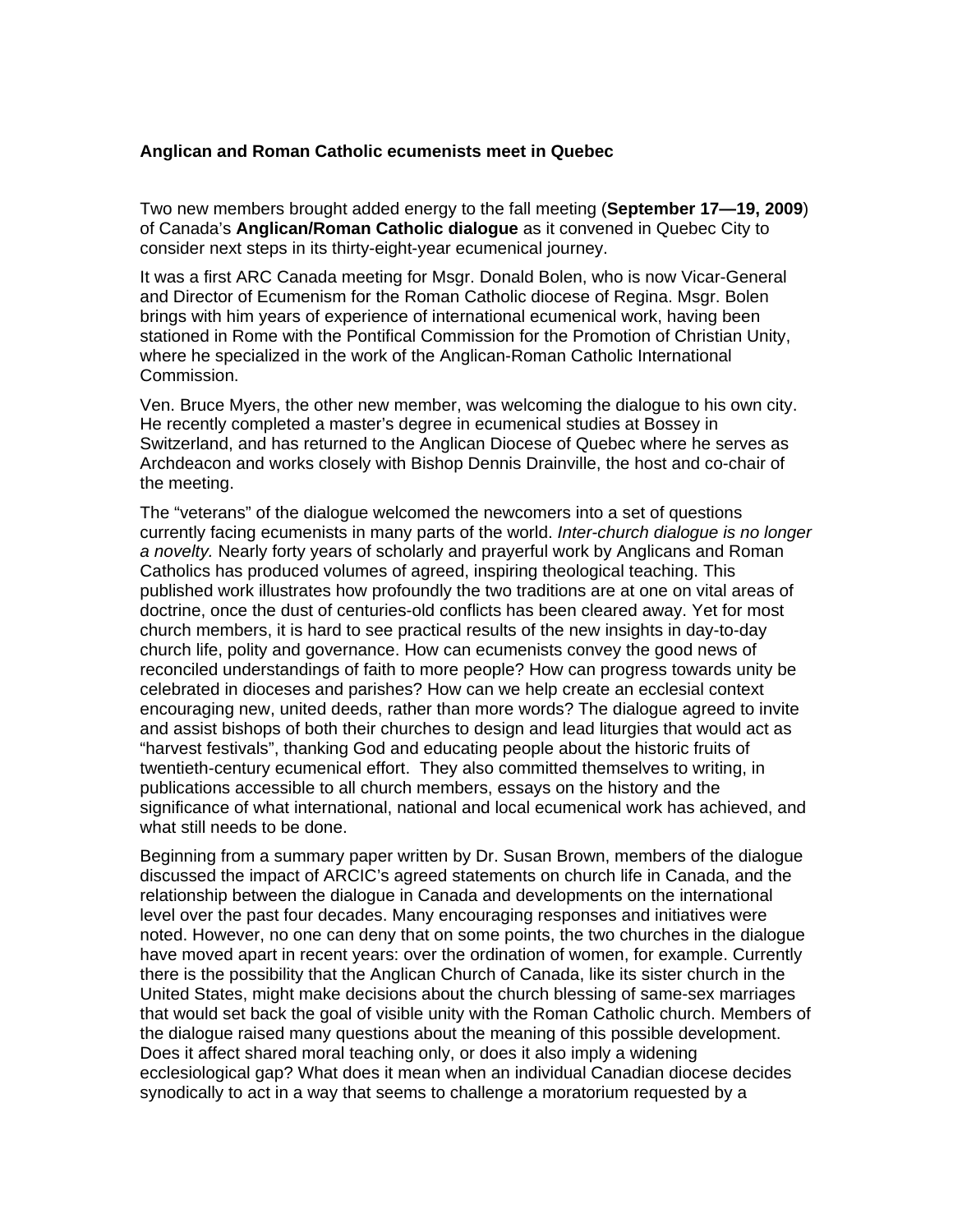**Anglican and Roman Catholic ecumenists meet in Quebec**

Two new members brought added energy to the fall meeting (**September 17—19, 2009**) of Canada's **Anglican/Roman Catholic dialogue** as it convened in Quebec City to consider next steps in its thirty-eight-year ecumenical journey.

It was a first ARC Canada meeting for Msgr. Donald Bolen, who is now Vicar-General and Director of Ecumenism for the Roman Catholic diocese of Regina. Msgr. Bolen brings with him years of experience of international ecumenical work, having been stationed in Rome with the Pontifical Commission for the Promotion of Christian Unity, where he specialized in the work of the Anglican-Roman Catholic International Commission.

Ven. Bruce Myers, the other new member, was welcoming the dialogue to his own city. He recently completed a master's degree in ecumenical studies at Bossey in Switzerland, and has returned to the Anglican Diocese of Quebec where he serves as Archdeacon and works closely with Bishop Dennis Drainville, the host and co-chair of the meeting.

The "veterans" of the dialogue welcomed the newcomers into a set of questions currently facing ecumenists in many parts of the world. *Inter-church dialogue is no longer a novelty.* Nearly forty years of scholarly and prayerful work by Anglicans and Roman Catholics has produced volumes of agreed, inspiring theological teaching. This published work illustrates how profoundly the two traditions are at one on vital areas of doctrine, once the dust of centuries-old conflicts has been cleared away. Yet for most church members, it is hard to see practical results of the new insights in day-to-day church life, polity and governance. How can ecumenists convey the good news of reconciled understandings of faith to more people? How can progress towards unity be celebrated in dioceses and parishes? How can we help create an ecclesial context encouraging new, united deeds, rather than more words? The dialogue agreed to invite and assist bishops of both their churches to design and lead liturgies that would act as "harvest festivals", thanking God and educating people about the historic fruits of twentieth-century ecumenical effort. They also committed themselves to writing, in publications accessible to all church members, essays on the history and the significance of what international, national and local ecumenical work has achieved, and what still needs to be done.

Beginning from a summary paper written by Dr. Susan Brown, members of the dialogue discussed the impact of ARCIC's agreed statements on church life in Canada, and the relationship between the dialogue in Canada and developments on the international level over the past four decades. Many encouraging responses and initiatives were noted. However, no one can deny that on some points, the two churches in the dialogue have moved apart in recent years: over the ordination of women, for example. Currently there is the possibility that the Anglican Church of Canada, like its sister church in the United States, might make decisions about the church blessing of same-sex marriages that would set back the goal of visible unity with the Roman Catholic church. Members of the dialogue raised many questions about the meaning of this possible development. Does it affect shared moral teaching only, or does it also imply a widening ecclesiological gap? What does it mean when an individual Canadian diocese decides synodically to act in a way that seems to challenge a moratorium requested by a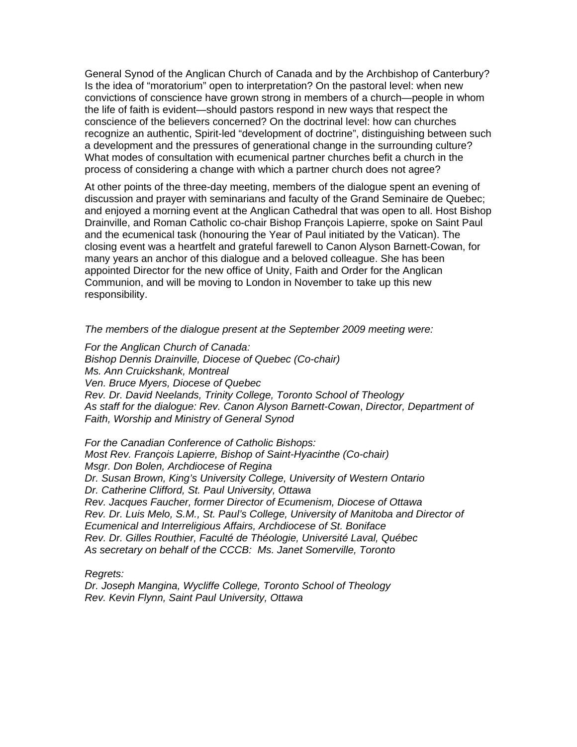General Synod of the Anglican Church of Canada and by the Archbishop of Canterbury? Is the idea of "moratorium" open to interpretation? On the pastoral level: when new convictions of conscience have grown strong in members of a church—people in whom the life of faith is evident—should pastors respond in new ways that respect the conscience of the believers concerned? On the doctrinal level: how can churches recognize an authentic, Spirit-led "development of doctrine", distinguishing between such a development and the pressures of generational change in the surrounding culture? What modes of consultation with ecumenical partner churches befit a church in the process of considering a change with which a partner church does not agree?

At other points of the three-day meeting, members of the dialogue spent an evening of discussion and prayer with seminarians and faculty of the Grand Seminaire de Quebec; and enjoyed a morning event at the Anglican Cathedral that was open to all. Host Bishop Drainville, and Roman Catholic co-chair Bishop François Lapierre, spoke on Saint Paul and the ecumenical task (honouring the Year of Paul initiated by the Vatican). The closing event was a heartfelt and grateful farewell to Canon Alyson Barnett-Cowan, for many years an anchor of this dialogue and a beloved colleague. She has been appointed Director for the new office of Unity, Faith and Order for the Anglican Communion, and will be moving to London in November to take up this new responsibility.

*The members of the dialogue present at the September 2009 meeting were:*

*For the Anglican Church of Canada:*
*Bishop Dennis Drainville, Diocese of Quebec (Co-chair)*
*Ms. Ann Cruickshank, Montreal*
*Ven. Bruce Myers, Diocese of Quebec*
*Rev. Dr. David Neelands, Trinity College, Toronto School of Theology*
*As staff for the dialogue: Rev. Canon Alyson Barnett-Cowan, Director, Department of Faith, Worship and Ministry of General Synod*

*For the Canadian Conference of Catholic Bishops:*
*Most Rev. François Lapierre, Bishop of Saint-Hyacinthe (Co-chair)*
*Msgr. Don Bolen, Archdiocese of Regina*
*Dr. Susan Brown, King's University College, University of Western Ontario*
*Dr. Catherine Clifford, St. Paul University, Ottawa*
*Rev. Jacques Faucher, former Director of Ecumenism, Diocese of Ottawa*
*Rev. Dr. Luis Melo, S.M., St. Paul's College, University of Manitoba and Director of Ecumenical and Interreligious Affairs, Archdiocese of St. Boniface*
*Rev. Dr. Gilles Routhier, Faculté de Théologie, Université Laval, Québec*
*As secretary on behalf of the CCCB: Ms. Janet Somerville, Toronto*

*Regrets:*
*Dr. Joseph Mangina, Wycliffe College, Toronto School of Theology*
*Rev. Kevin Flynn, Saint Paul University, Ottawa*